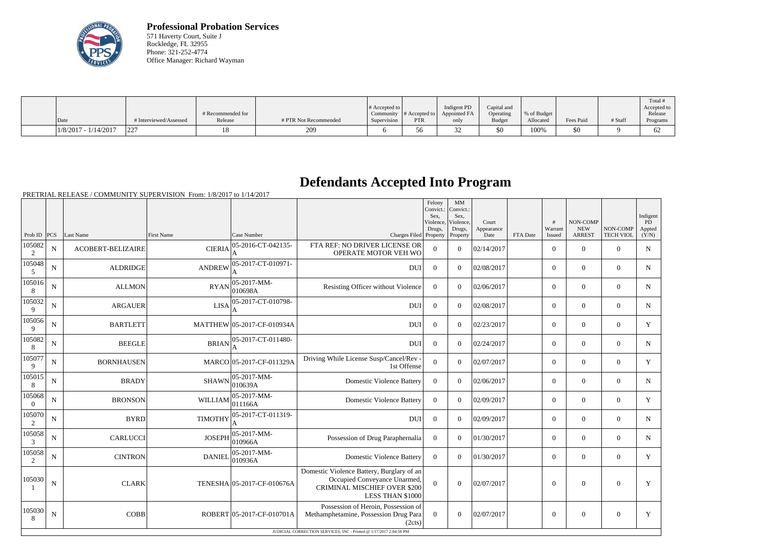**Professional Probation Services**
571 Haverty Court, Suite J
Rockledge, FL 32955
Phone: 321-252-4774
Office Manager: Richard Wayman

| Date | # Interviewed/Assessed | # Recommended for Release | # PTR Not Recommended | # Accepted to Community Supervision | # Accepted to PTR | Indigent PD Appointed FA only | Capital and Operating Budget | % of Budget Allocated | Fees Paid | # Staff | Total # Accepted to Release Programs |
|---|---|---|---|---|---|---|---|---|---|---|---|
| 1/8/2017 - 1/14/2017 | 227 | 18 | 209 | 6 | 56 | 32 | $0 | 100% | $0 | 9 | 62 |

# Defendants Accepted Into Program

PRETRIAL RELEASE / COMMUNITY SUPERVISION From: 1/8/2017 to 1/14/2017

| Prob ID | PCS | Last Name | First Name | Case Number | Charges Filed | Felony Convict.: Sex, Violence, Drugs, Property | MM Convict.: Sex, Violence, Drugs, Property | Court Appearance Date | FTA Date | # Warrant Issued | NON-COMP NEW ARREST | NON-COMP TECH VIOL | Indigent PD Appted (Y/N) |
|---|---|---|---|---|---|---|---|---|---|---|---|---|---|
| 1050822 | N | ACOBERT-BELIZAIRE | CIERIA | 05-2016-CT-042135-A | FTA REF: NO DRIVER LICENSE OR OPERATE MOTOR VEH WO | 0 | 0 | 02/14/2017 | | 0 | 0 | 0 | N |
| 1050485 | N | ALDRIDGE | ANDREW | 05-2017-CT-010971-A | DUI | 0 | 0 | 02/08/2017 | | 0 | 0 | 0 | N |
| 1050168 | N | ALLMON | RYAN | 05-2017-MM-010698A | Resisting Officer without Violence | 0 | 0 | 02/06/2017 | | 0 | 0 | 0 | N |
| 1050329 | N | ARGAUER | LISA | 05-2017-CT-010798-A | DUI | 0 | 0 | 02/08/2017 | | 0 | 0 | 0 | N |
| 1050569 | N | BARTLETT | MATTHEW | 05-2017-CF-010934A | DUI | 0 | 0 | 02/23/2017 | | 0 | 0 | 0 | Y |
| 1050828 | N | BEEGLE | BRIAN | 05-2017-CT-011480-A | DUI | 0 | 0 | 02/24/2017 | | 0 | 0 | 0 | N |
| 1050779 | N | BORNHAUSEN | MARCO | 05-2017-CF-011329A | Driving While License Susp/Cancel/Rev - 1st Offense | 0 | 0 | 02/07/2017 | | 0 | 0 | 0 | Y |
| 1050158 | N | BRADY | SHAWN | 05-2017-MM-010639A | Domestic Violence Battery | 0 | 0 | 02/06/2017 | | 0 | 0 | 0 | N |
| 1050680 | N | BRONSON | WILLIAM | 05-2017-MM-011166A | Domestic Violence Battery | 0 | 0 | 02/09/2017 | | 0 | 0 | 0 | Y |
| 1050702 | N | BYRD | TIMOTHY | 05-2017-CT-011319-A | DUI | 0 | 0 | 02/09/2017 | | 0 | 0 | 0 | N |
| 1050583 | N | CARLUCCI | JOSEPH | 05-2017-MM-010966A | Possession of Drug Paraphernalia | 0 | 0 | 01/30/2017 | | 0 | 0 | 0 | N |
| 1050582 | N | CINTRON | DANIEL | 05-2017-MM-010936A | Domestic Violence Battery | 0 | 0 | 01/30/2017 | | 0 | 0 | 0 | Y |
| 1050301 | N | CLARK | TENESHA | 05-2017-CF-010676A | Domestic Violence Battery, Burglary of an Occupied Conveyance Unarmed, CRIMINAL MISCHIEF OVER $200 LESS THAN $1000 | 0 | 0 | 02/07/2017 | | 0 | 0 | 0 | Y |
| 1050308 | N | COBB | ROBERT | 05-2017-CF-010701A | Possession of Heroin, Possession of Methamphetamine, Possession Drug Para (2cts) | 0 | 0 | 02/07/2017 | | 0 | 0 | 0 | Y |

JUDICIAL CORRECTION SERVICES, INC - Printed @ 1/17/2017 2:04:58 PM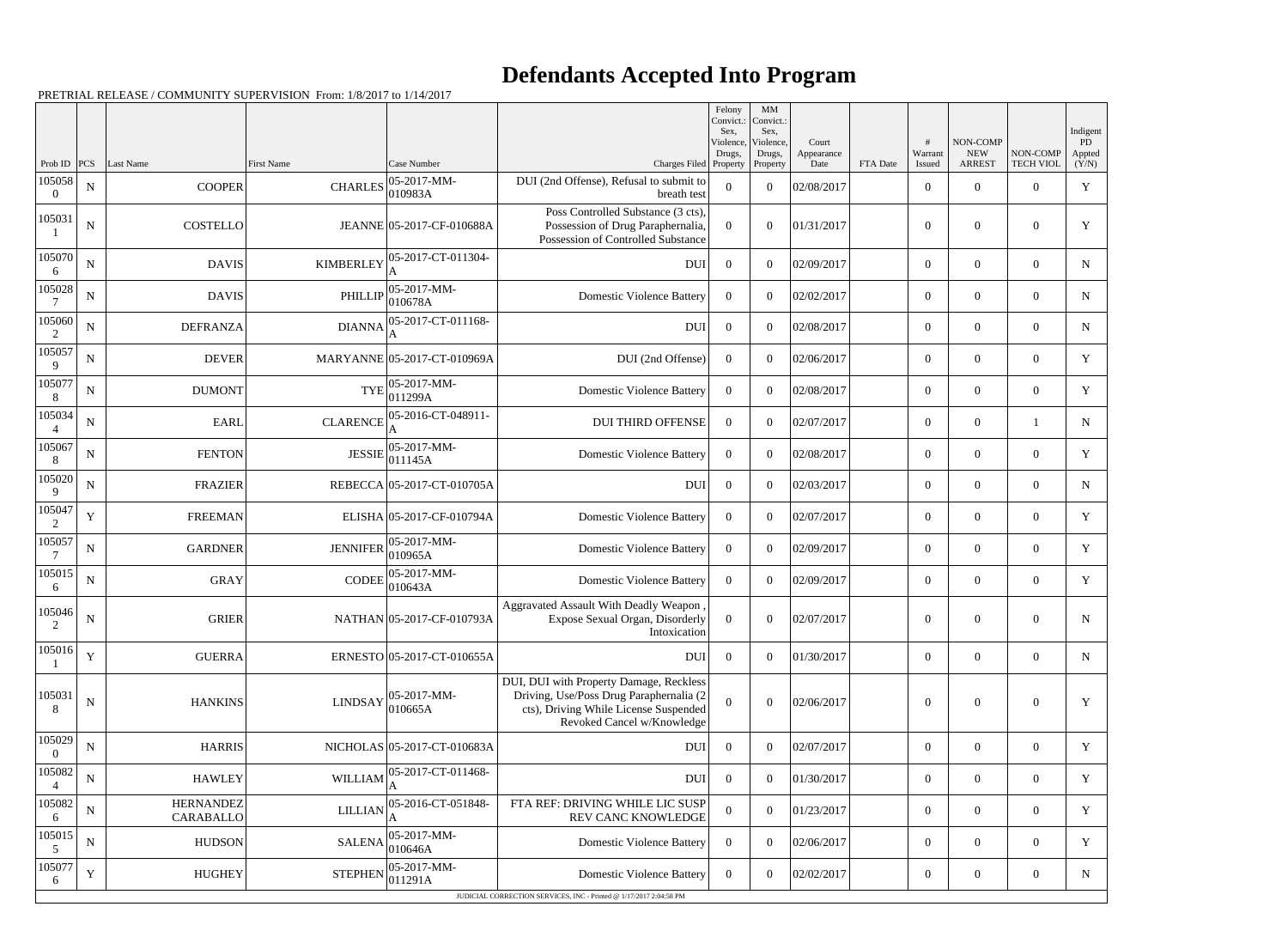# Defendants Accepted Into Program

PRETRIAL RELEASE / COMMUNITY SUPERVISION From: 1/8/2017 to 1/14/2017

| Prob ID | PCS | Last Name | First Name | Case Number | Charges Filed | Felony Convict.: Sex, Violence, Drugs, Property | MM Convict.: Sex, Violence, Drugs, Property | Court Appearance Date | FTA Date | # Warrant Issued | NON-COMP NEW ARREST | NON-COMP TECH VIOL | Indigent PD Appted (Y/N) |
|---|---|---|---|---|---|---|---|---|---|---|---|---|---|
| 1050580 | N | COOPER | CHARLES | 05-2017-MM-010983A | DUI (2nd Offense), Refusal to submit to breath test | 0 | 0 | 02/08/2017 | | 0 | 0 | 0 | Y |
| 1050311 | N | COSTELLO | JEANNE | 05-2017-CF-010688A | Poss Controlled Substance (3 cts), Possession of Drug Paraphernalia, Possession of Controlled Substance | 0 | 0 | 01/31/2017 | | 0 | 0 | 0 | Y |
| 1050706 | N | DAVIS | KIMBERLEY | 05-2017-CT-011304-A | DUI | 0 | 0 | 02/09/2017 | | 0 | 0 | 0 | N |
| 1050287 | N | DAVIS | PHILLIP | 05-2017-MM-010678A | Domestic Violence Battery | 0 | 0 | 02/02/2017 | | 0 | 0 | 0 | N |
| 1050602 | N | DEFRANZA | DIANNA | 05-2017-CT-011168-A | DUI | 0 | 0 | 02/08/2017 | | 0 | 0 | 0 | N |
| 1050579 | N | DEVER | MARYANNE | 05-2017-CT-010969A | DUI (2nd Offense) | 0 | 0 | 02/06/2017 | | 0 | 0 | 0 | Y |
| 1050778 | N | DUMONT | TYE | 05-2017-MM-011299A | Domestic Violence Battery | 0 | 0 | 02/08/2017 | | 0 | 0 | 0 | Y |
| 1050344 | N | EARL | CLARENCE | 05-2016-CT-048911-A | DUI THIRD OFFENSE | 0 | 0 | 02/07/2017 | | 0 | 0 | 1 | N |
| 1050678 | N | FENTON | JESSIE | 05-2017-MM-011145A | Domestic Violence Battery | 0 | 0 | 02/08/2017 | | 0 | 0 | 0 | Y |
| 1050209 | N | FRAZIER | REBECCA | 05-2017-CT-010705A | DUI | 0 | 0 | 02/03/2017 | | 0 | 0 | 0 | N |
| 1050472 | Y | FREEMAN | ELISHA | 05-2017-CF-010794A | Domestic Violence Battery | 0 | 0 | 02/07/2017 | | 0 | 0 | 0 | Y |
| 1050577 | N | GARDNER | JENNIFER | 05-2017-MM-010965A | Domestic Violence Battery | 0 | 0 | 02/09/2017 | | 0 | 0 | 0 | Y |
| 1050156 | N | GRAY | CODEE | 05-2017-MM-010643A | Domestic Violence Battery | 0 | 0 | 02/09/2017 | | 0 | 0 | 0 | Y |
| 1050462 | N | GRIER | NATHAN | 05-2017-CF-010793A | Aggravated Assault With Deadly Weapon , Expose Sexual Organ, Disorderly Intoxication | 0 | 0 | 02/07/2017 | | 0 | 0 | 0 | N |
| 1050161 | Y | GUERRA | ERNESTO | 05-2017-CT-010655A | DUI | 0 | 0 | 01/30/2017 | | 0 | 0 | 0 | N |
| 1050318 | N | HANKINS | LINDSAY | 05-2017-MM-010665A | DUI, DUI with Property Damage, Reckless Driving, Use/Poss Drug Paraphernalia (2 cts), Driving While License Suspended Revoked Cancel w/Knowledge | 0 | 0 | 02/06/2017 | | 0 | 0 | 0 | Y |
| 1050290 | N | HARRIS | NICHOLAS | 05-2017-CT-010683A | DUI | 0 | 0 | 02/07/2017 | | 0 | 0 | 0 | Y |
| 1050824 | N | HAWLEY | WILLIAM | 05-2017-CT-011468-A | DUI | 0 | 0 | 01/30/2017 | | 0 | 0 | 0 | Y |
| 1050826 | N | HERNANDEZ CARABALLO | LILLIAN | 05-2016-CT-051848-A | FTA REF: DRIVING WHILE LIC SUSP REV CANC KNOWLEDGE | 0 | 0 | 01/23/2017 | | 0 | 0 | 0 | Y |
| 1050155 | N | HUDSON | SALENA | 05-2017-MM-010646A | Domestic Violence Battery | 0 | 0 | 02/06/2017 | | 0 | 0 | 0 | Y |
| 1050776 | Y | HUGHEY | STEPHEN | 05-2017-MM-011291A | Domestic Violence Battery | 0 | 0 | 02/02/2017 | | 0 | 0 | 0 | N |

JUDICIAL CORRECTION SERVICES, INC - Printed @ 1/17/2017 2:04:58 PM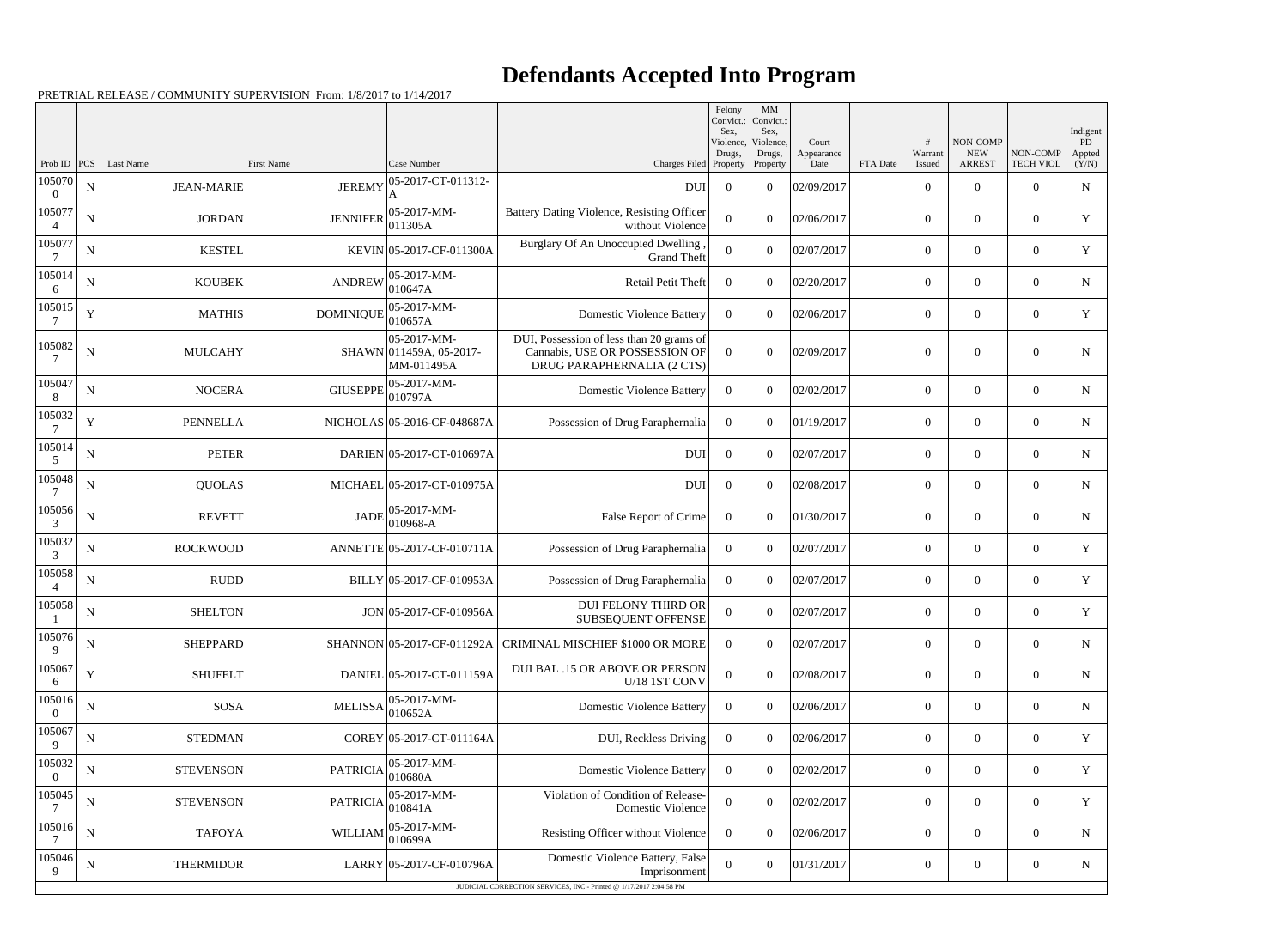# Defendants Accepted Into Program

PRETRIAL RELEASE / COMMUNITY SUPERVISION From: 1/8/2017 to 1/14/2017

| Prob ID | PCS | Last Name | First Name | Case Number | Charges Filed | Felony Convict.: Sex, Violence, Drugs, Property | MM Convict.: Sex, Violence, Drugs, Property | Court Appearance Date | FTA Date | # Warrant Issued | NON-COMP NEW ARREST | NON-COMP TECH VIOL | Indigent PD Appted (Y/N) |
|---|---|---|---|---|---|---|---|---|---|---|---|---|---|
| 1050700 | N | JEAN-MARIE | JEREMY | 05-2017-CT-011312-A | DUI | 0 | 0 | 02/09/2017 | | 0 | 0 | 0 | N |
| 1050774 | N | JORDAN | JENNIFER | 05-2017-MM-011305A | Battery Dating Violence, Resisting Officer without Violence | 0 | 0 | 02/06/2017 | | 0 | 0 | 0 | Y |
| 1050777 | N | KESTEL | KEVIN | 05-2017-CF-011300A | Burglary Of An Unoccupied Dwelling , Grand Theft | 0 | 0 | 02/07/2017 | | 0 | 0 | 0 | Y |
| 1050146 | N | KOUBEK | ANDREW | 05-2017-MM-010647A | Retail Petit Theft | 0 | 0 | 02/20/2017 | | 0 | 0 | 0 | N |
| 1050157 | Y | MATHIS | DOMINIQUE | 05-2017-MM-010657A | Domestic Violence Battery | 0 | 0 | 02/06/2017 | | 0 | 0 | 0 | Y |
| 1050827 | N | MULCAHY | SHAWN | 05-2017-MM-011459A, 05-2017-MM-011495A | DUI, Possession of less than 20 grams of Cannabis, USE OR POSSESSION OF DRUG PARAPHERNALIA (2 CTS) | 0 | 0 | 02/09/2017 | | 0 | 0 | 0 | N |
| 1050478 | N | NOCERA | GIUSEPPE | 05-2017-MM-010797A | Domestic Violence Battery | 0 | 0 | 02/02/2017 | | 0 | 0 | 0 | N |
| 1050327 | Y | PENNELLA | NICHOLAS | 05-2016-CF-048687A | Possession of Drug Paraphernalia | 0 | 0 | 01/19/2017 | | 0 | 0 | 0 | N |
| 1050145 | N | PETER | DARIEN | 05-2017-CT-010697A | DUI | 0 | 0 | 02/07/2017 | | 0 | 0 | 0 | N |
| 1050487 | N | QUOLAS | MICHAEL | 05-2017-CT-010975A | DUI | 0 | 0 | 02/08/2017 | | 0 | 0 | 0 | N |
| 1050563 | N | REVETT | JADE | 05-2017-MM-010968-A | False Report of Crime | 0 | 0 | 01/30/2017 | | 0 | 0 | 0 | N |
| 1050323 | N | ROCKWOOD | ANNETTE | 05-2017-CF-010711A | Possession of Drug Paraphernalia | 0 | 0 | 02/07/2017 | | 0 | 0 | 0 | Y |
| 1050584 | N | RUDD | BILLY | 05-2017-CF-010953A | Possession of Drug Paraphernalia | 0 | 0 | 02/07/2017 | | 0 | 0 | 0 | Y |
| 1050581 | N | SHELTON | JON | 05-2017-CF-010956A | DUI FELONY THIRD OR SUBSEQUENT OFFENSE | 0 | 0 | 02/07/2017 | | 0 | 0 | 0 | Y |
| 1050769 | N | SHEPPARD | SHANNON | 05-2017-CF-011292A | CRIMINAL MISCHIEF $1000 OR MORE | 0 | 0 | 02/07/2017 | | 0 | 0 | 0 | N |
| 1050676 | Y | SHUFELT | DANIEL | 05-2017-CT-011159A | DUI BAL .15 OR ABOVE OR PERSON U/18 1ST CONV | 0 | 0 | 02/08/2017 | | 0 | 0 | 0 | N |
| 1050160 | N | SOSA | MELISSA | 05-2017-MM-010652A | Domestic Violence Battery | 0 | 0 | 02/06/2017 | | 0 | 0 | 0 | N |
| 1050679 | N | STEDMAN | COREY | 05-2017-CT-011164A | DUI, Reckless Driving | 0 | 0 | 02/06/2017 | | 0 | 0 | 0 | Y |
| 1050320 | N | STEVENSON | PATRICIA | 05-2017-MM-010680A | Domestic Violence Battery | 0 | 0 | 02/02/2017 | | 0 | 0 | 0 | Y |
| 1050457 | N | STEVENSON | PATRICIA | 05-2017-MM-010841A | Violation of Condition of Release-Domestic Violence | 0 | 0 | 02/02/2017 | | 0 | 0 | 0 | Y |
| 1050167 | N | TAFOYA | WILLIAM | 05-2017-MM-010699A | Resisting Officer without Violence | 0 | 0 | 02/06/2017 | | 0 | 0 | 0 | N |
| 1050469 | N | THERMIDOR | LARRY | 05-2017-CF-010796A | Domestic Violence Battery, False Imprisonment | 0 | 0 | 01/31/2017 | | 0 | 0 | 0 | N |

JUDICIAL CORRECTION SERVICES, INC - Printed @ 1/17/2017 2:04:58 PM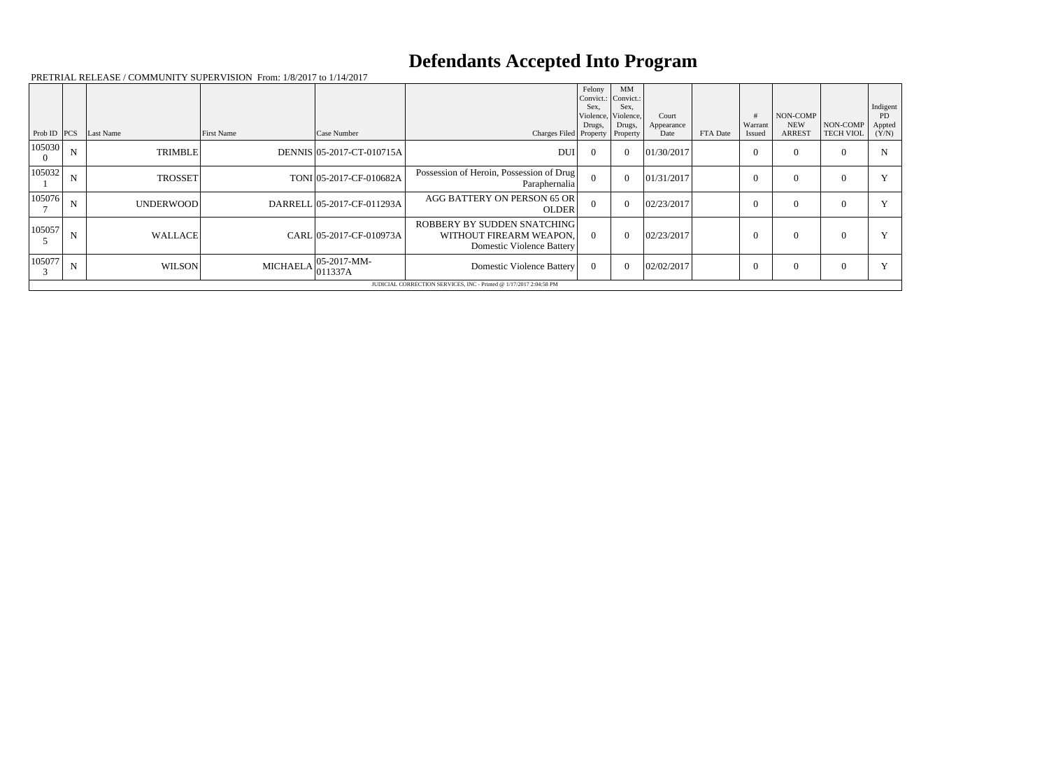# Defendants Accepted Into Program

PRETRIAL RELEASE / COMMUNITY SUPERVISION From: 1/8/2017 to 1/14/2017

| Prob ID | PCS | Last Name | First Name | Case Number | Charges Filed | Felony Convict.: Sex, Violence, Drugs, Property | MM Convict.: Sex, Violence, Drugs, Property | Court Appearance Date | FTA Date | # Warrant Issued | NON-COMP NEW ARREST | NON-COMP TECH VIOL | Indigent PD Appted (Y/N) |
|---|---|---|---|---|---|---|---|---|---|---|---|---|---|
| 1050300 | N | TRIMBLE | DENNIS | 05-2017-CT-010715A | DUI | 0 | 0 | 01/30/2017 | | 0 | 0 | 0 | N |
| 1050321 | N | TROSSET | TONI | 05-2017-CF-010682A | Possession of Heroin, Possession of Drug Paraphernalia | 0 | 0 | 01/31/2017 | | 0 | 0 | 0 | Y |
| 1050767 | N | UNDERWOOD | DARRELL | 05-2017-CF-011293A | AGG BATTERY ON PERSON 65 OR OLDER | 0 | 0 | 02/23/2017 | | 0 | 0 | 0 | Y |
| 1050575 | N | WALLACE | CARL | 05-2017-CF-010973A | ROBBERY BY SUDDEN SNATCHING WITHOUT FIREARM WEAPON, Domestic Violence Battery | 0 | 0 | 02/23/2017 | | 0 | 0 | 0 | Y |
| 1050773 | N | WILSON | MICHAELA | 05-2017-MM-011337A | Domestic Violence Battery | 0 | 0 | 02/02/2017 | | 0 | 0 | 0 | Y |

JUDICIAL CORRECTION SERVICES, INC - Printed @ 1/17/2017 2:04:58 PM